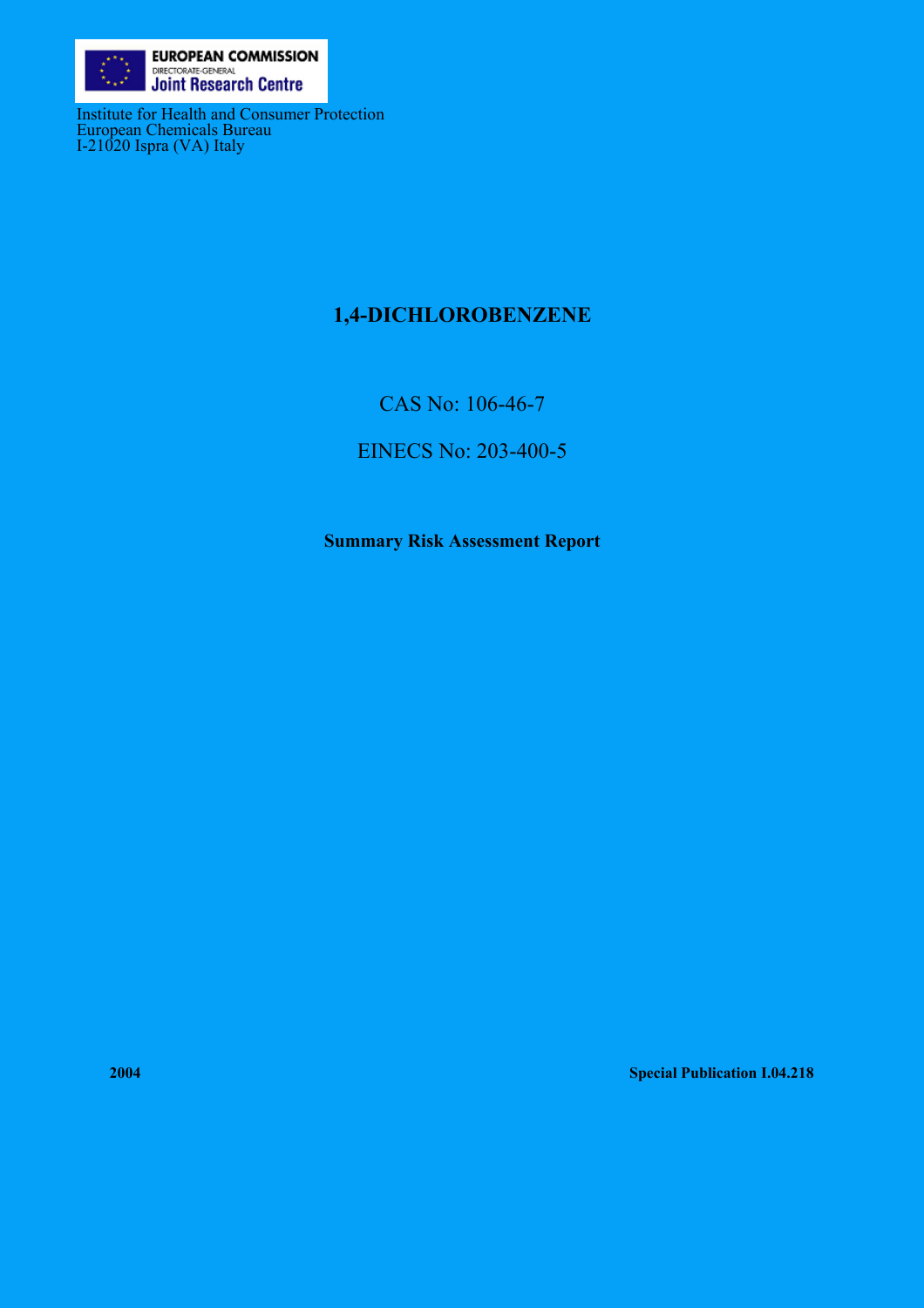**EUROPEAN COMMISSION**
DIRECTORATE-GENERAL
**Joint Research Centre**

Institute for Health and Consumer Protection
European Chemicals Bureau
I-21020 Ispra (VA) Italy

# 1,4-DICHLOROBENZENE

CAS No: 106-46-7

EINECS No: 203-400-5

**Summary Risk Assessment Report**

**2004** **Special Publication I.04.218**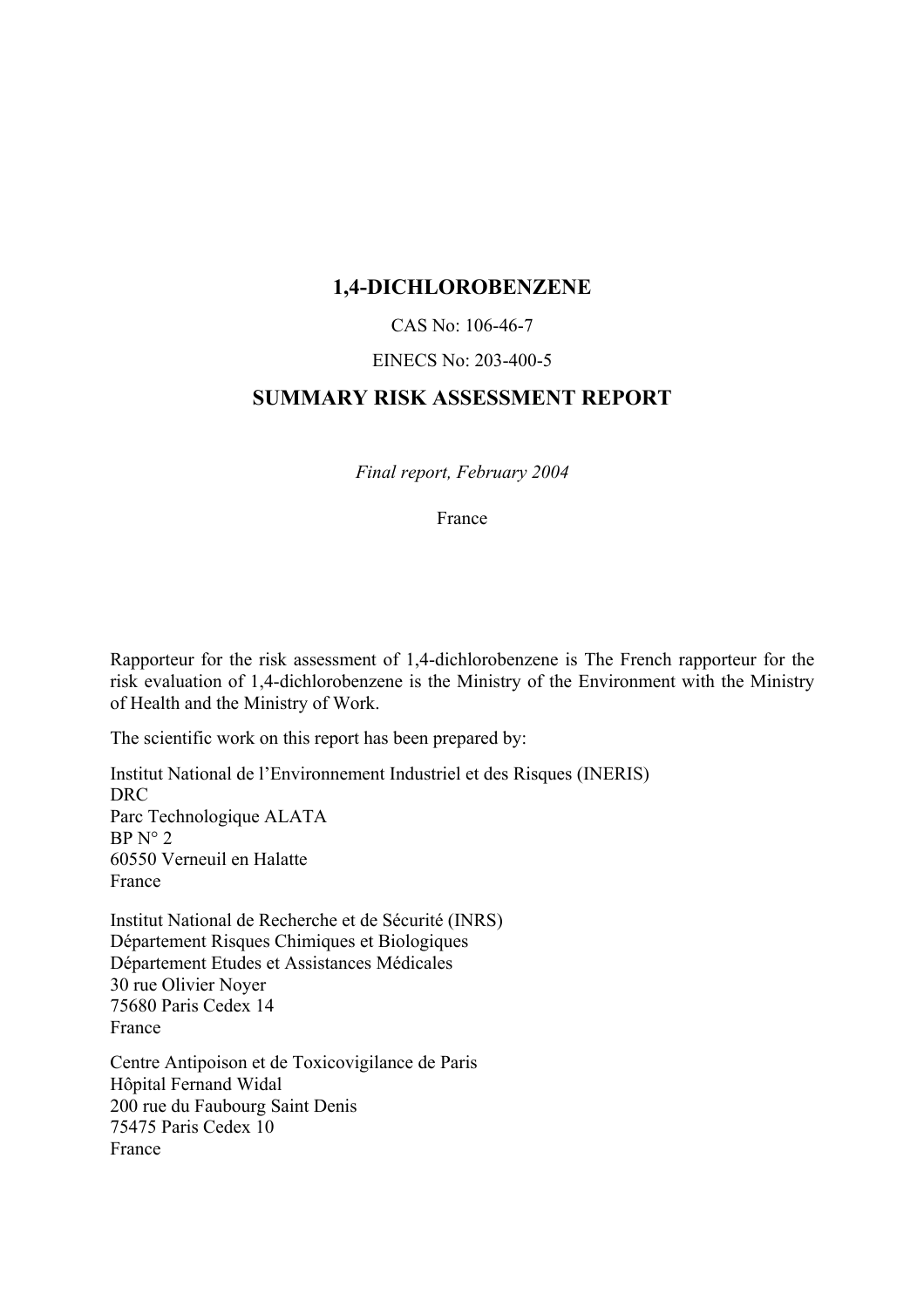# 1,4-DICHLOROBENZENE

CAS No: 106-46-7

EINECS No: 203-400-5

## SUMMARY RISK ASSESSMENT REPORT

*Final report, February 2004*

France

Rapporteur for the risk assessment of 1,4-dichlorobenzene is The French rapporteur for the risk evaluation of 1,4-dichlorobenzene is the Ministry of the Environment with the Ministry of Health and the Ministry of Work.

The scientific work on this report has been prepared by:

Institut National de l'Environnement Industriel et des Risques (INERIS)
DRC
Parc Technologique ALATA
BP N° 2
60550 Verneuil en Halatte
France

Institut National de Recherche et de Sécurité (INRS)
Département Risques Chimiques et Biologiques
Département Etudes et Assistances Médicales
30 rue Olivier Noyer
75680 Paris Cedex 14
France

Centre Antipoison et de Toxicovigilance de Paris
Hôpital Fernand Widal
200 rue du Faubourg Saint Denis
75475 Paris Cedex 10
France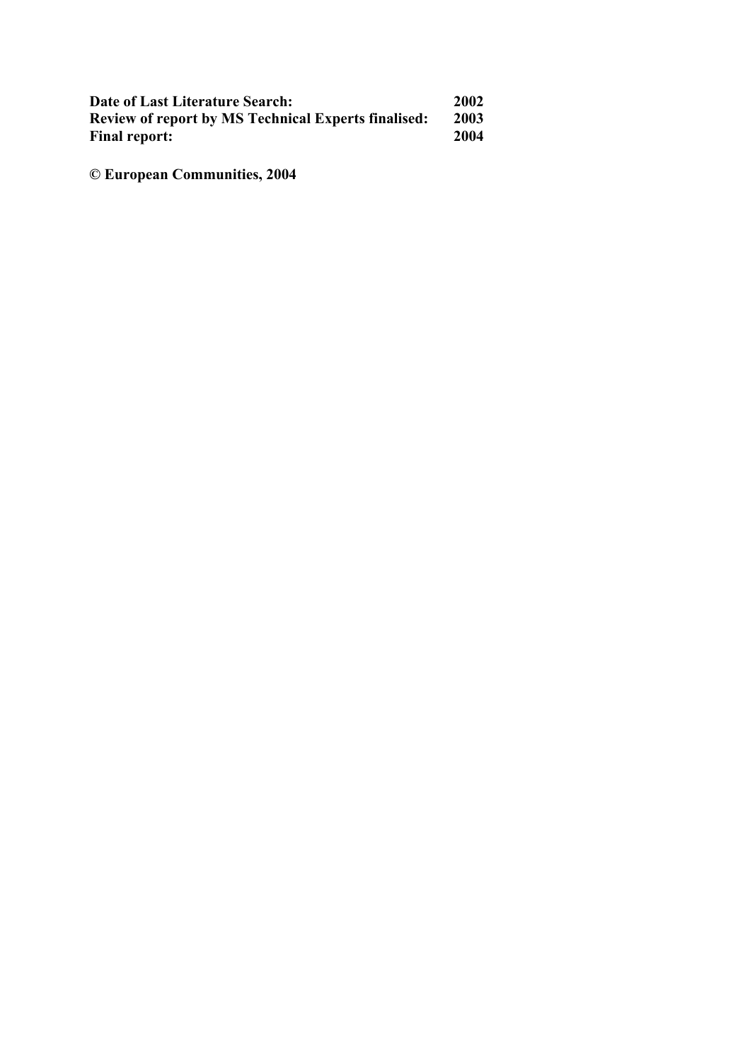| | |
|---|---|
| **Date of Last Literature Search:** | **2002** |
| **Review of report by MS Technical Experts finalised:** | **2003** |
| **Final report:** | **2004** |

**© European Communities, 2004**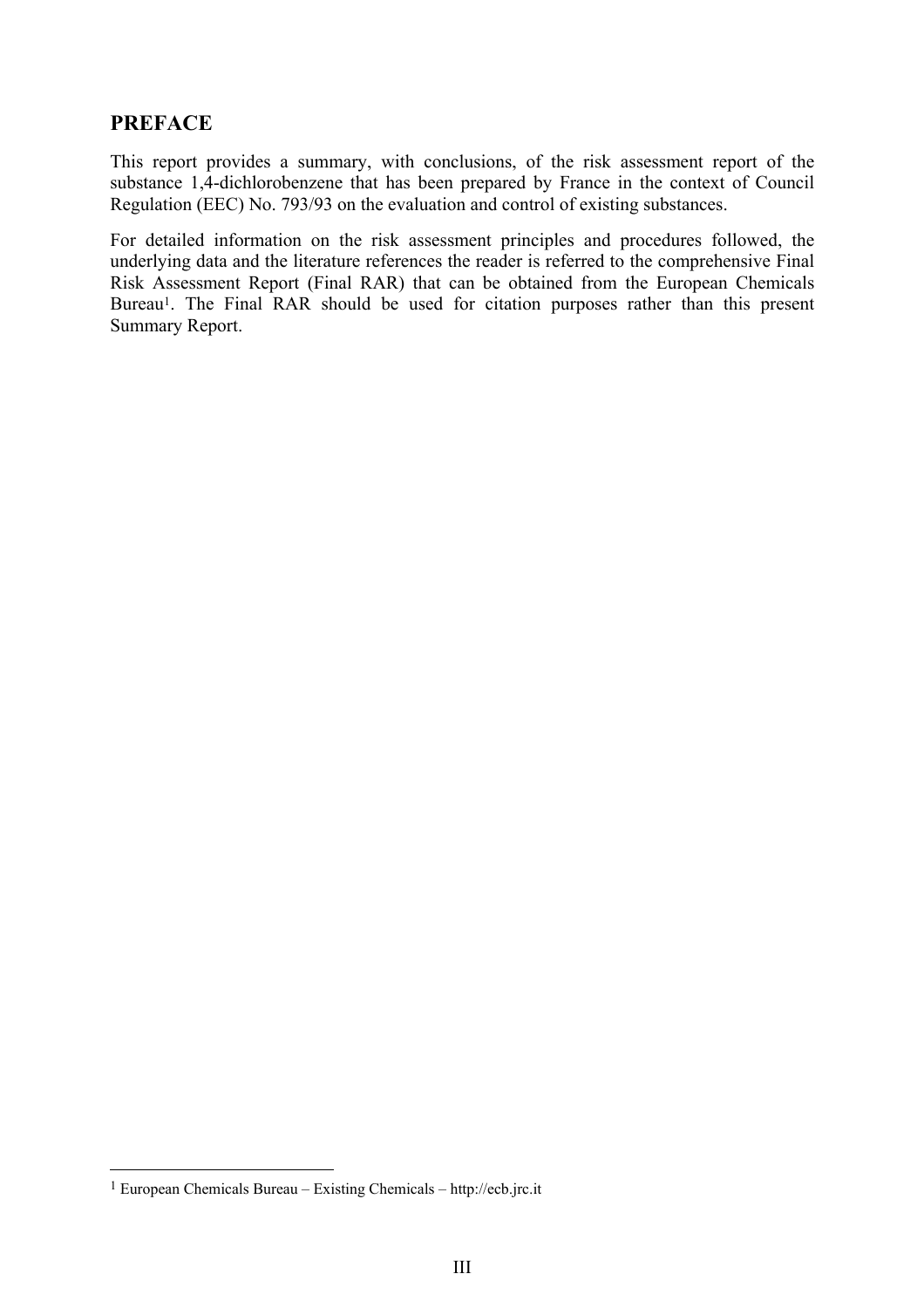## PREFACE

This report provides a summary, with conclusions, of the risk assessment report of the substance 1,4-dichlorobenzene that has been prepared by France in the context of Council Regulation (EEC) No. 793/93 on the evaluation and control of existing substances.

For detailed information on the risk assessment principles and procedures followed, the underlying data and the literature references the reader is referred to the comprehensive Final Risk Assessment Report (Final RAR) that can be obtained from the European Chemicals Bureau[1]. The Final RAR should be used for citation purposes rather than this present Summary Report.

[1] European Chemicals Bureau – Existing Chemicals – http://ecb.jrc.it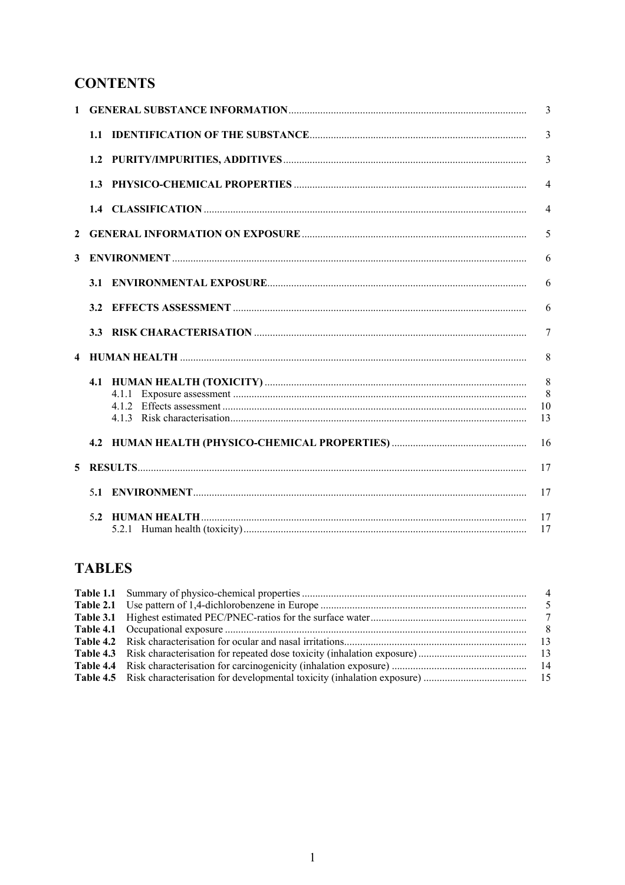# CONTENTS

**1 GENERAL SUBSTANCE INFORMATION** .... 3

**1.1 IDENTIFICATION OF THE SUBSTANCE** .... 3

**1.2 PURITY/IMPURITIES, ADDITIVES** .... 3

**1.3 PHYSICO-CHEMICAL PROPERTIES** .... 4

**1.4 CLASSIFICATION** .... 4

**2 GENERAL INFORMATION ON EXPOSURE** .... 5

**3 ENVIRONMENT** .... 6

**3.1 ENVIRONMENTAL EXPOSURE** .... 6

**3.2 EFFECTS ASSESSMENT** .... 6

**3.3 RISK CHARACTERISATION** .... 7

**4 HUMAN HEALTH** .... 8

**4.1 HUMAN HEALTH (TOXICITY)** .... 8
- 4.1.1 Exposure assessment .... 8
- 4.1.2 Effects assessment .... 10
- 4.1.3 Risk characterisation .... 13

**4.2 HUMAN HEALTH (PHYSICO-CHEMICAL PROPERTIES)** .... 16

**5 RESULTS** .... 17

**5.1 ENVIRONMENT** .... 17

**5.2 HUMAN HEALTH** .... 17
- 5.2.1 Human health (toxicity) .... 17

# TABLES

**Table 1.1** Summary of physico-chemical properties .... 4
**Table 2.1** Use pattern of 1,4-dichlorobenzene in Europe .... 5
**Table 3.1** Highest estimated PEC/PNEC-ratios for the surface water .... 7
**Table 4.1** Occupational exposure .... 8
**Table 4.2** Risk characterisation for ocular and nasal irritations .... 13
**Table 4.3** Risk characterisation for repeated dose toxicity (inhalation exposure) .... 13
**Table 4.4** Risk characterisation for carcinogenicity (inhalation exposure) .... 14
**Table 4.5** Risk characterisation for developmental toxicity (inhalation exposure) .... 15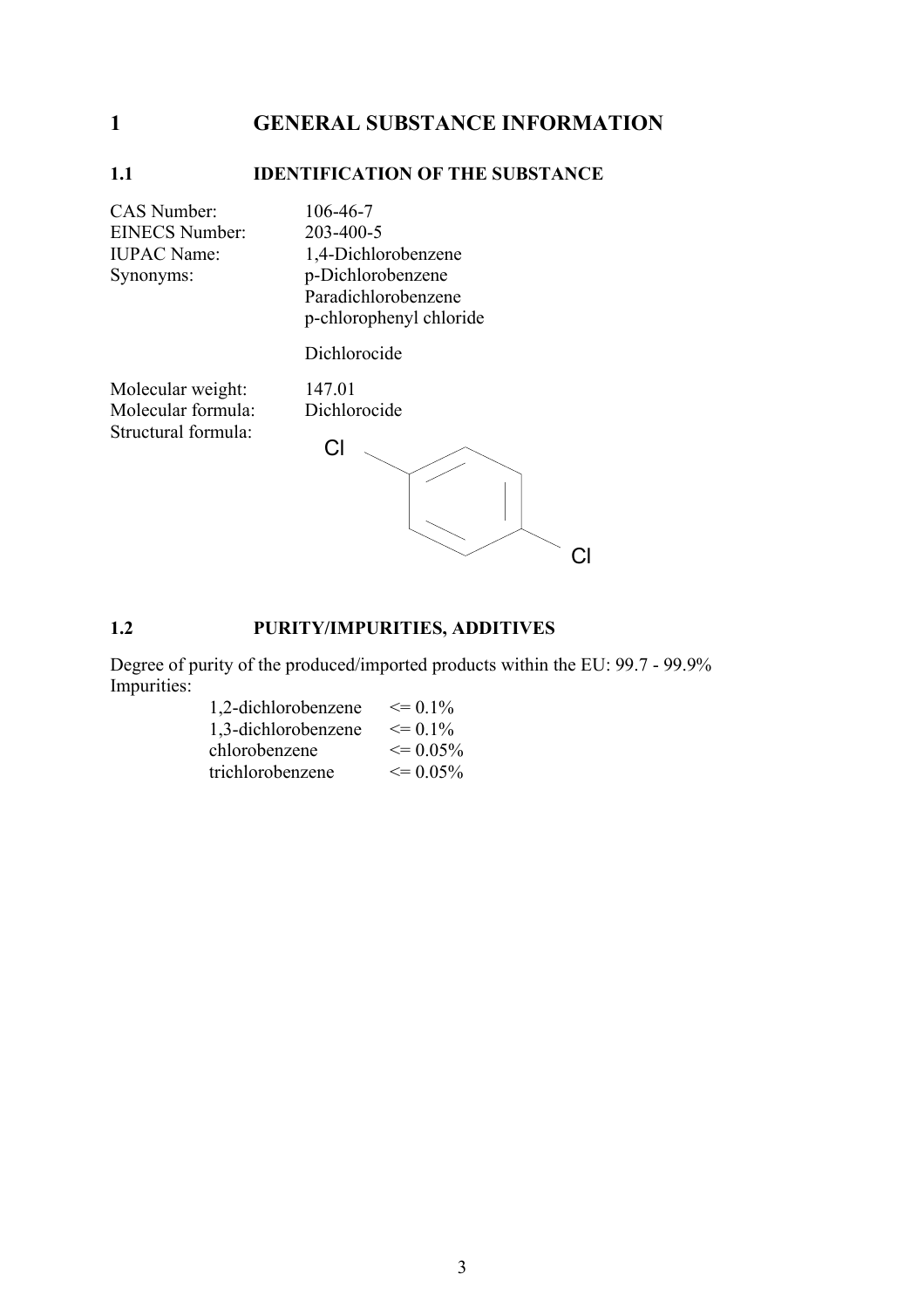# 1 GENERAL SUBSTANCE INFORMATION

## 1.1 IDENTIFICATION OF THE SUBSTANCE

| | |
|---|---|
| CAS Number: | 106-46-7 |
| EINECS Number: | 203-400-5 |
| IUPAC Name: | 1,4-Dichlorobenzene |
| Synonyms: | p-Dichlorobenzene<br>Paradichlorobenzene<br>p-chlorophenyl chloride<br><br>Dichlorocide |
| Molecular weight: | 147.01 |
| Molecular formula: | Dichlorocide |
| Structural formula: | |

## 1.2 PURITY/IMPURITIES, ADDITIVES

Degree of purity of the produced/imported products within the EU: 99.7 - 99.9%
Impurities:

| | |
|---|---|
| 1,2-dichlorobenzene | <= 0.1% |
| 1,3-dichlorobenzene | <= 0.1% |
| chlorobenzene | <= 0.05% |
| trichlorobenzene | <= 0.05% |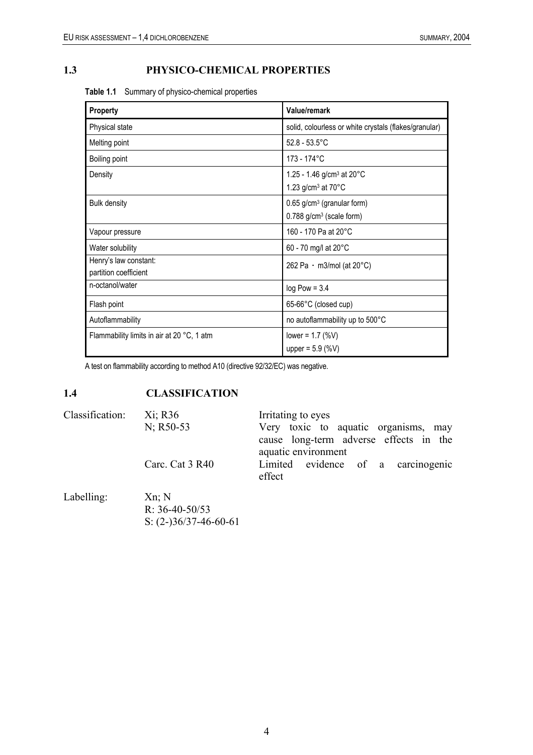## 1.3 PHYSICO-CHEMICAL PROPERTIES

**Table 1.1** Summary of physico-chemical properties

| Property | Value/remark |
|---|---|
| Physical state | solid, colourless or white crystals (flakes/granular) |
| Melting point | 52.8 - 53.5°C |
| Boiling point | 173 - 174°C |
| Density | 1.25 - 1.46 g/cm$^3$ at 20°C<br>1.23 g/cm$^3$ at 70°C |
| Bulk density | 0.65 g/cm$^3$ (granular form)<br>0.788 g/cm$^3$ (scale form) |
| Vapour pressure | 160 - 170 Pa at 20°C |
| Water solubility | 60 - 70 mg/l at 20°C |
| Henry's law constant:<br>partition coefficient | 262 Pa · m3/mol (at 20°C) |
| n-octanol/water | log Pow = 3.4 |
| Flash point | 65-66°C (closed cup) |
| Autoflammability | no autoflammability up to 500°C |
| Flammability limits in air at 20 °C, 1 atm | lower = 1.7 (%V)<br>upper = 5.9 (%V) |

A test on flammability according to method A10 (directive 92/32/EC) was negative.

## 1.4 CLASSIFICATION

| | | |
|---|---|---|
| Classification: | Xi; R36 | Irritating to eyes |
| | N; R50-53 | Very toxic to aquatic organisms, may cause long-term adverse effects in the aquatic environment |
| | Carc. Cat 3 R40 | Limited evidence of a carcinogenic effect |

Labelling: Xn; N
R: 36-40-50/53
S: (2-)36/37-46-60-61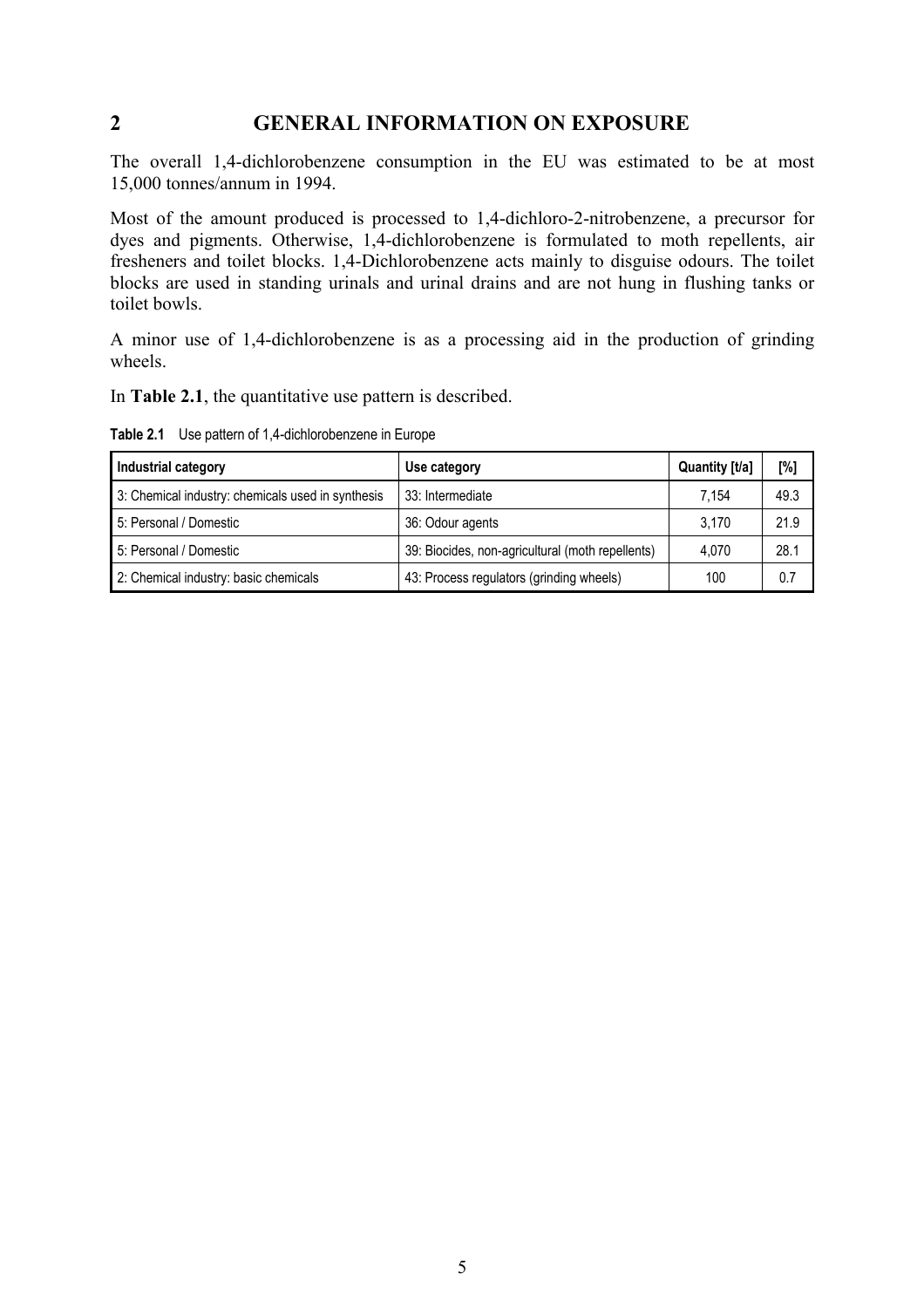# 2 GENERAL INFORMATION ON EXPOSURE

The overall 1,4-dichlorobenzene consumption in the EU was estimated to be at most 15,000 tonnes/annum in 1994.

Most of the amount produced is processed to 1,4-dichloro-2-nitrobenzene, a precursor for dyes and pigments. Otherwise, 1,4-dichlorobenzene is formulated to moth repellents, air fresheners and toilet blocks. 1,4-Dichlorobenzene acts mainly to disguise odours. The toilet blocks are used in standing urinals and urinal drains and are not hung in flushing tanks or toilet bowls.

A minor use of 1,4-dichlorobenzene is as a processing aid in the production of grinding wheels.

In **Table 2.1**, the quantitative use pattern is described.

**Table 2.1** Use pattern of 1,4-dichlorobenzene in Europe

| Industrial category | Use category | Quantity [t/a] | [%] |
|---|---|---|---|
| 3: Chemical industry: chemicals used in synthesis | 33: Intermediate | 7,154 | 49.3 |
| 5: Personal / Domestic | 36: Odour agents | 3,170 | 21.9 |
| 5: Personal / Domestic | 39: Biocides, non-agricultural (moth repellents) | 4,070 | 28.1 |
| 2: Chemical industry: basic chemicals | 43: Process regulators (grinding wheels) | 100 | 0.7 |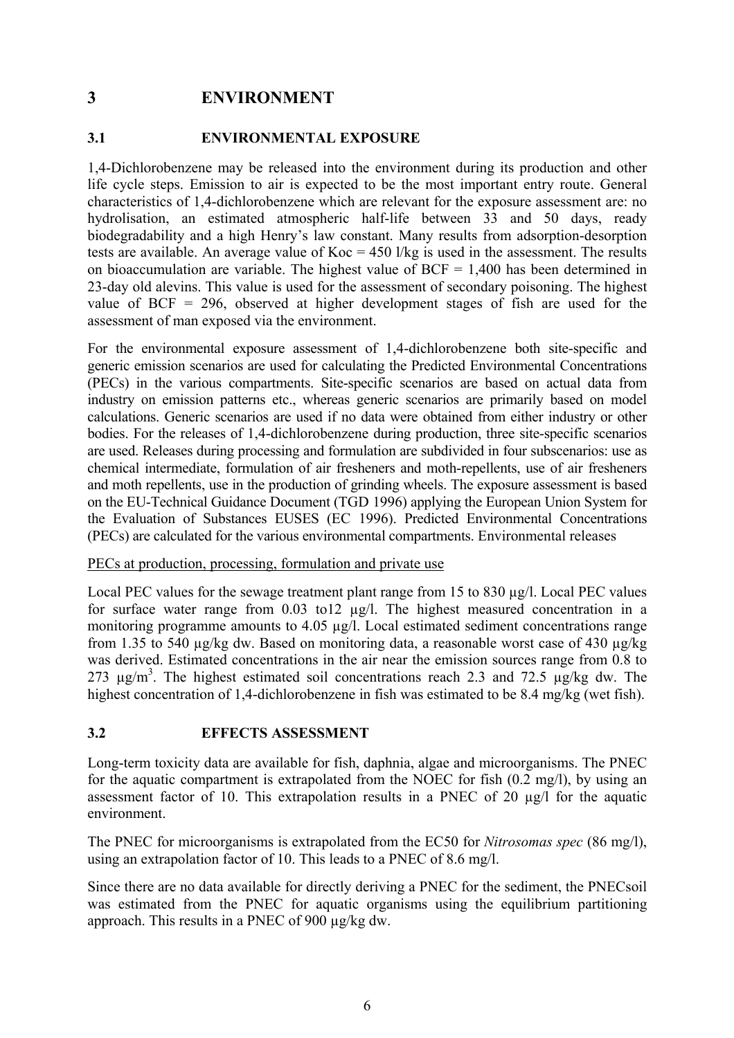# 3 ENVIRONMENT

## 3.1 ENVIRONMENTAL EXPOSURE

1,4-Dichlorobenzene may be released into the environment during its production and other life cycle steps. Emission to air is expected to be the most important entry route. General characteristics of 1,4-dichlorobenzene which are relevant for the exposure assessment are: no hydrolisation, an estimated atmospheric half-life between 33 and 50 days, ready biodegradability and a high Henry's law constant. Many results from adsorption-desorption tests are available. An average value of Koc = 450 l/kg is used in the assessment. The results on bioaccumulation are variable. The highest value of BCF = 1,400 has been determined in 23-day old alevins. This value is used for the assessment of secondary poisoning. The highest value of BCF = 296, observed at higher development stages of fish are used for the assessment of man exposed via the environment.

For the environmental exposure assessment of 1,4-dichlorobenzene both site-specific and generic emission scenarios are used for calculating the Predicted Environmental Concentrations (PECs) in the various compartments. Site-specific scenarios are based on actual data from industry on emission patterns etc., whereas generic scenarios are primarily based on model calculations. Generic scenarios are used if no data were obtained from either industry or other bodies. For the releases of 1,4-dichlorobenzene during production, three site-specific scenarios are used. Releases during processing and formulation are subdivided in four subscenarios: use as chemical intermediate, formulation of air fresheners and moth-repellents, use of air fresheners and moth repellents, use in the production of grinding wheels. The exposure assessment is based on the EU-Technical Guidance Document (TGD 1996) applying the European Union System for the Evaluation of Substances EUSES (EC 1996). Predicted Environmental Concentrations (PECs) are calculated for the various environmental compartments. Environmental releases

PECs at production, processing, formulation and private use

Local PEC values for the sewage treatment plant range from 15 to 830 µg/l. Local PEC values for surface water range from 0.03 to12 µg/l. The highest measured concentration in a monitoring programme amounts to 4.05 µg/l. Local estimated sediment concentrations range from 1.35 to 540 µg/kg dw. Based on monitoring data, a reasonable worst case of 430 µg/kg was derived. Estimated concentrations in the air near the emission sources range from 0.8 to 273 µg/m$^3$. The highest estimated soil concentrations reach 2.3 and 72.5 µg/kg dw. The highest concentration of 1,4-dichlorobenzene in fish was estimated to be 8.4 mg/kg (wet fish).

## 3.2 EFFECTS ASSESSMENT

Long-term toxicity data are available for fish, daphnia, algae and microorganisms. The PNEC for the aquatic compartment is extrapolated from the NOEC for fish (0.2 mg/l), by using an assessment factor of 10. This extrapolation results in a PNEC of 20 µg/l for the aquatic environment.

The PNEC for microorganisms is extrapolated from the EC50 for *Nitrosomas spec* (86 mg/l), using an extrapolation factor of 10. This leads to a PNEC of 8.6 mg/l.

Since there are no data available for directly deriving a PNEC for the sediment, the PNECsoil was estimated from the PNEC for aquatic organisms using the equilibrium partitioning approach. This results in a PNEC of 900 µg/kg dw.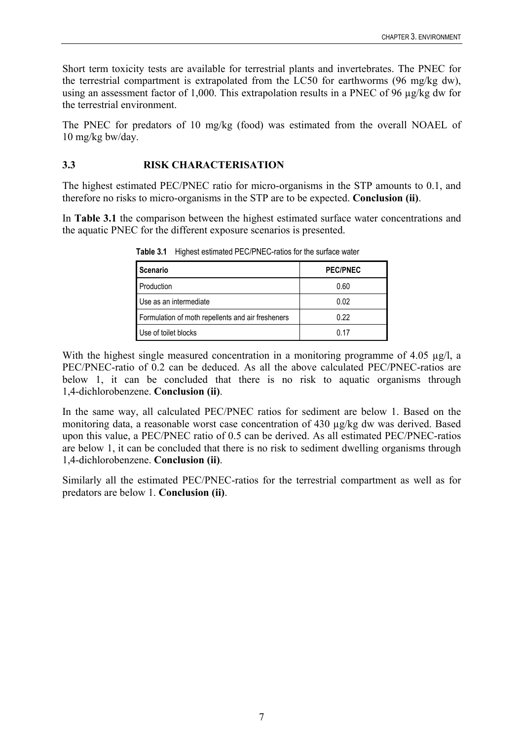Short term toxicity tests are available for terrestrial plants and invertebrates. The PNEC for the terrestrial compartment is extrapolated from the LC50 for earthworms (96 mg/kg dw), using an assessment factor of 1,000. This extrapolation results in a PNEC of 96 µg/kg dw for the terrestrial environment.

The PNEC for predators of 10 mg/kg (food) was estimated from the overall NOAEL of 10 mg/kg bw/day.

### 3.3 RISK CHARACTERISATION

The highest estimated PEC/PNEC ratio for micro-organisms in the STP amounts to 0.1, and therefore no risks to micro-organisms in the STP are to be expected. **Conclusion (ii)**.

In **Table 3.1** the comparison between the highest estimated surface water concentrations and the aquatic PNEC for the different exposure scenarios is presented.

**Table 3.1** Highest estimated PEC/PNEC-ratios for the surface water

| Scenario | PEC/PNEC |
| --- | --- |
| Production | 0.60 |
| Use as an intermediate | 0.02 |
| Formulation of moth repellents and air fresheners | 0.22 |
| Use of toilet blocks | 0.17 |

With the highest single measured concentration in a monitoring programme of 4.05 µg/l, a PEC/PNEC-ratio of 0.2 can be deduced. As all the above calculated PEC/PNEC-ratios are below 1, it can be concluded that there is no risk to aquatic organisms through 1,4-dichlorobenzene. **Conclusion (ii)**.

In the same way, all calculated PEC/PNEC ratios for sediment are below 1. Based on the monitoring data, a reasonable worst case concentration of 430 µg/kg dw was derived. Based upon this value, a PEC/PNEC ratio of 0.5 can be derived. As all estimated PEC/PNEC-ratios are below 1, it can be concluded that there is no risk to sediment dwelling organisms through 1,4-dichlorobenzene. **Conclusion (ii)**.

Similarly all the estimated PEC/PNEC-ratios for the terrestrial compartment as well as for predators are below 1. **Conclusion (ii)**.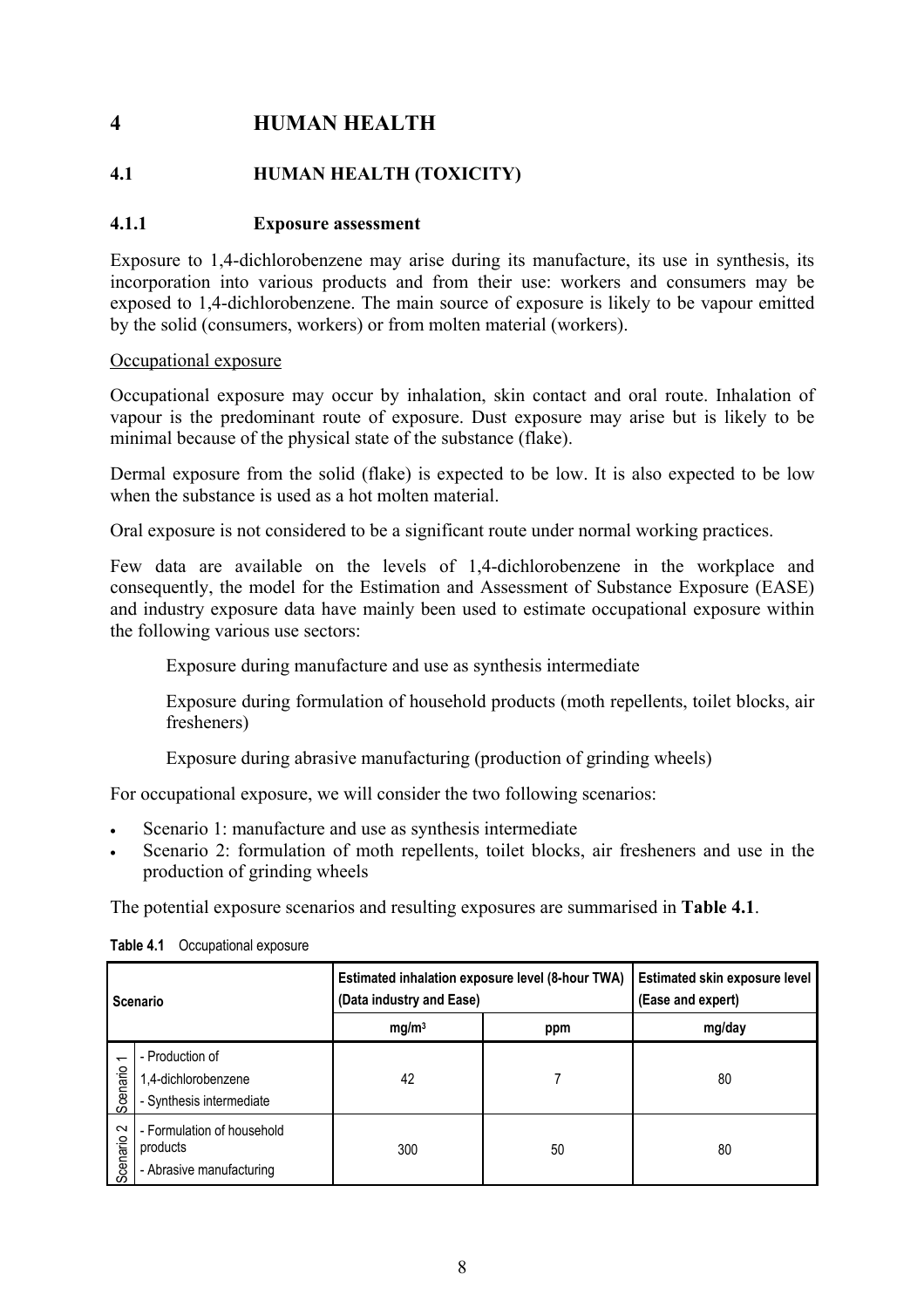# 4 HUMAN HEALTH

## 4.1 HUMAN HEALTH (TOXICITY)

### 4.1.1 Exposure assessment

Exposure to 1,4-dichlorobenzene may arise during its manufacture, its use in synthesis, its incorporation into various products and from their use: workers and consumers may be exposed to 1,4-dichlorobenzene. The main source of exposure is likely to be vapour emitted by the solid (consumers, workers) or from molten material (workers).

Occupational exposure

Occupational exposure may occur by inhalation, skin contact and oral route. Inhalation of vapour is the predominant route of exposure. Dust exposure may arise but is likely to be minimal because of the physical state of the substance (flake).

Dermal exposure from the solid (flake) is expected to be low. It is also expected to be low when the substance is used as a hot molten material.

Oral exposure is not considered to be a significant route under normal working practices.

Few data are available on the levels of 1,4-dichlorobenzene in the workplace and consequently, the model for the Estimation and Assessment of Substance Exposure (EASE) and industry exposure data have mainly been used to estimate occupational exposure within the following various use sectors:

Exposure during manufacture and use as synthesis intermediate

Exposure during formulation of household products (moth repellents, toilet blocks, air fresheners)

Exposure during abrasive manufacturing (production of grinding wheels)

For occupational exposure, we will consider the two following scenarios:

- Scenario 1: manufacture and use as synthesis intermediate
- Scenario 2: formulation of moth repellents, toilet blocks, air fresheners and use in the production of grinding wheels

The potential exposure scenarios and resulting exposures are summarised in **Table 4.1**.

**Table 4.1** Occupational exposure

| Scenario | | Estimated inhalation exposure level (8-hour TWA) (Data industry and Ease) | | Estimated skin exposure level (Ease and expert) |
|---|---|---|---|---|
| | | mg/m³ | ppm | mg/day |
| Scenario 1 | - Production of 1,4-dichlorobenzene<br>- Synthesis intermediate | 42 | 7 | 80 |
| Scenario 2 | - Formulation of household products<br>- Abrasive manufacturing | 300 | 50 | 80 |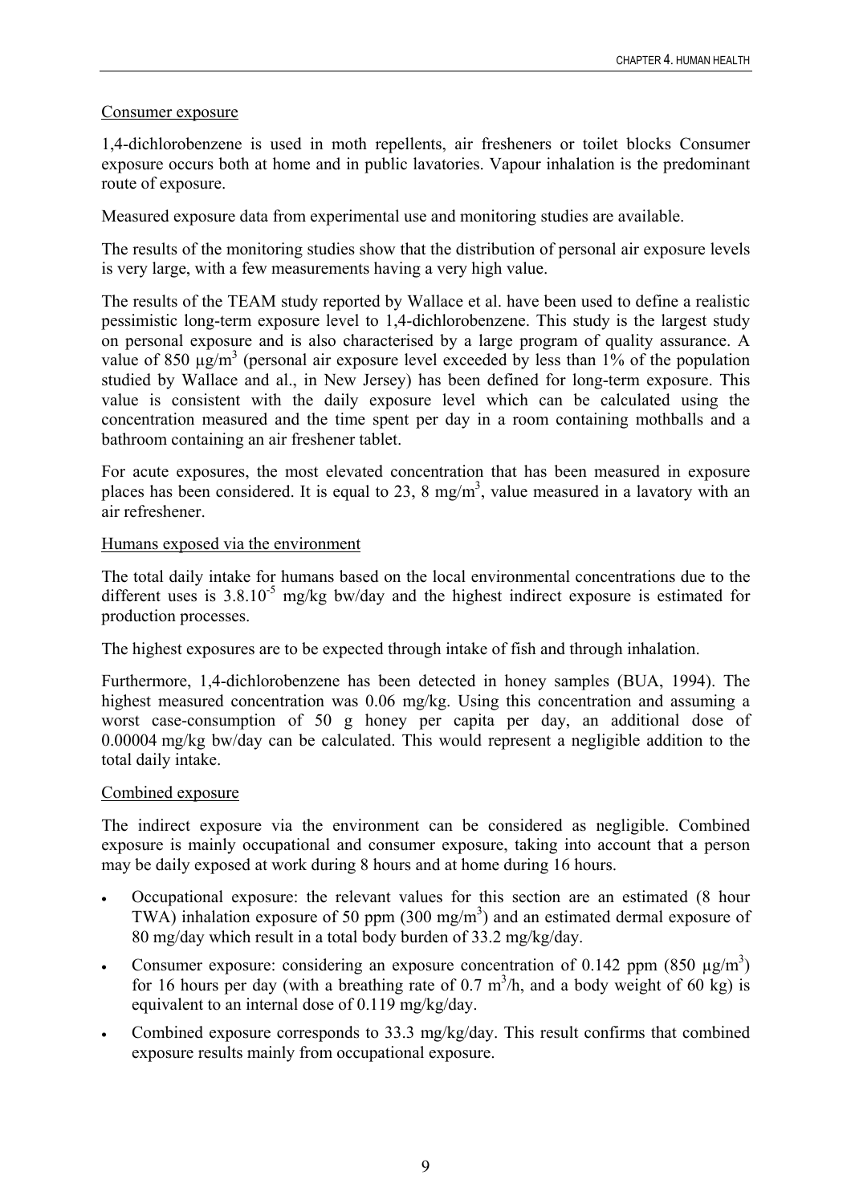Consumer exposure

1,4-dichlorobenzene is used in moth repellents, air fresheners or toilet blocks Consumer exposure occurs both at home and in public lavatories. Vapour inhalation is the predominant route of exposure.

Measured exposure data from experimental use and monitoring studies are available.

The results of the monitoring studies show that the distribution of personal air exposure levels is very large, with a few measurements having a very high value.

The results of the TEAM study reported by Wallace et al. have been used to define a realistic pessimistic long-term exposure level to 1,4-dichlorobenzene. This study is the largest study on personal exposure and is also characterised by a large program of quality assurance. A value of 850 µg/m$^3$ (personal air exposure level exceeded by less than 1% of the population studied by Wallace and al., in New Jersey) has been defined for long-term exposure. This value is consistent with the daily exposure level which can be calculated using the concentration measured and the time spent per day in a room containing mothballs and a bathroom containing an air freshener tablet.

For acute exposures, the most elevated concentration that has been measured in exposure places has been considered. It is equal to 23, 8 mg/m$^3$, value measured in a lavatory with an air refreshener.

Humans exposed via the environment

The total daily intake for humans based on the local environmental concentrations due to the different uses is $3.8.10^{-5}$ mg/kg bw/day and the highest indirect exposure is estimated for production processes.

The highest exposures are to be expected through intake of fish and through inhalation.

Furthermore, 1,4-dichlorobenzene has been detected in honey samples (BUA, 1994). The highest measured concentration was 0.06 mg/kg. Using this concentration and assuming a worst case-consumption of 50 g honey per capita per day, an additional dose of 0.00004 mg/kg bw/day can be calculated. This would represent a negligible addition to the total daily intake.

Combined exposure

The indirect exposure via the environment can be considered as negligible. Combined exposure is mainly occupational and consumer exposure, taking into account that a person may be daily exposed at work during 8 hours and at home during 16 hours.

- Occupational exposure: the relevant values for this section are an estimated (8 hour TWA) inhalation exposure of 50 ppm (300 mg/m$^3$) and an estimated dermal exposure of 80 mg/day which result in a total body burden of 33.2 mg/kg/day.
- Consumer exposure: considering an exposure concentration of 0.142 ppm (850 µg/m$^3$) for 16 hours per day (with a breathing rate of 0.7 m$^3$/h, and a body weight of 60 kg) is equivalent to an internal dose of 0.119 mg/kg/day.
- Combined exposure corresponds to 33.3 mg/kg/day. This result confirms that combined exposure results mainly from occupational exposure.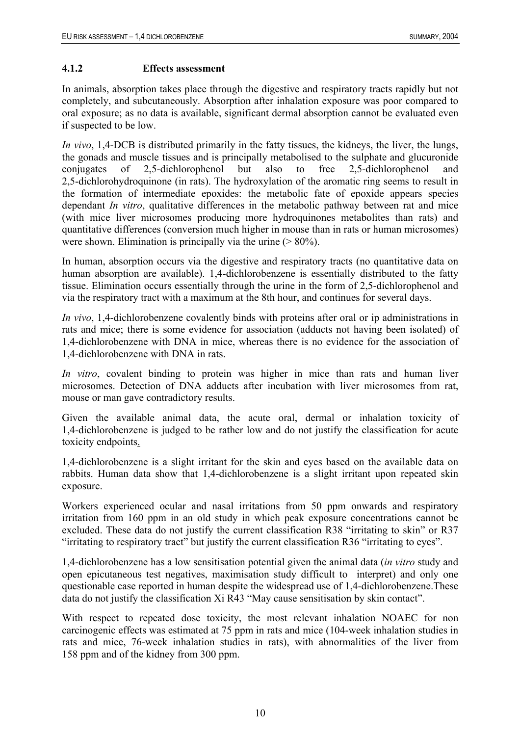### 4.1.2 Effects assessment

In animals, absorption takes place through the digestive and respiratory tracts rapidly but not completely, and subcutaneously. Absorption after inhalation exposure was poor compared to oral exposure; as no data is available, significant dermal absorption cannot be evaluated even if suspected to be low.

*In vivo*, 1,4-DCB is distributed primarily in the fatty tissues, the kidneys, the liver, the lungs, the gonads and muscle tissues and is principally metabolised to the sulphate and glucuronide conjugates of 2,5-dichlorophenol but also to free 2,5-dichlorophenol and 2,5-dichlorohydroquinone (in rats). The hydroxylation of the aromatic ring seems to result in the formation of intermediate epoxides: the metabolic fate of epoxide appears species dependant *In vitro*, qualitative differences in the metabolic pathway between rat and mice (with mice liver microsomes producing more hydroquinones metabolites than rats) and quantitative differences (conversion much higher in mouse than in rats or human microsomes) were shown. Elimination is principally via the urine (> 80%).

In human, absorption occurs via the digestive and respiratory tracts (no quantitative data on human absorption are available). 1,4-dichlorobenzene is essentially distributed to the fatty tissue. Elimination occurs essentially through the urine in the form of 2,5-dichlorophenol and via the respiratory tract with a maximum at the 8th hour, and continues for several days.

*In vivo*, 1,4-dichlorobenzene covalently binds with proteins after oral or ip administrations in rats and mice; there is some evidence for association (adducts not having been isolated) of 1,4-dichlorobenzene with DNA in mice, whereas there is no evidence for the association of 1,4-dichlorobenzene with DNA in rats.

*In vitro*, covalent binding to protein was higher in mice than rats and human liver microsomes. Detection of DNA adducts after incubation with liver microsomes from rat, mouse or man gave contradictory results.

Given the available animal data, the acute oral, dermal or inhalation toxicity of 1,4-dichlorobenzene is judged to be rather low and do not justify the classification for acute toxicity endpoints.

1,4-dichlorobenzene is a slight irritant for the skin and eyes based on the available data on rabbits. Human data show that 1,4-dichlorobenzene is a slight irritant upon repeated skin exposure.

Workers experienced ocular and nasal irritations from 50 ppm onwards and respiratory irritation from 160 ppm in an old study in which peak exposure concentrations cannot be excluded. These data do not justify the current classification R38 "irritating to skin" or R37 "irritating to respiratory tract" but justify the current classification R36 "irritating to eyes".

1,4-dichlorobenzene has a low sensitisation potential given the animal data (*in vitro* study and open epicutaneous test negatives, maximisation study difficult to interpret) and only one questionable case reported in human despite the widespread use of 1,4-dichlorobenzene.These data do not justify the classification Xi R43 "May cause sensitisation by skin contact".

With respect to repeated dose toxicity, the most relevant inhalation NOAEC for non carcinogenic effects was estimated at 75 ppm in rats and mice (104-week inhalation studies in rats and mice, 76-week inhalation studies in rats), with abnormalities of the liver from 158 ppm and of the kidney from 300 ppm.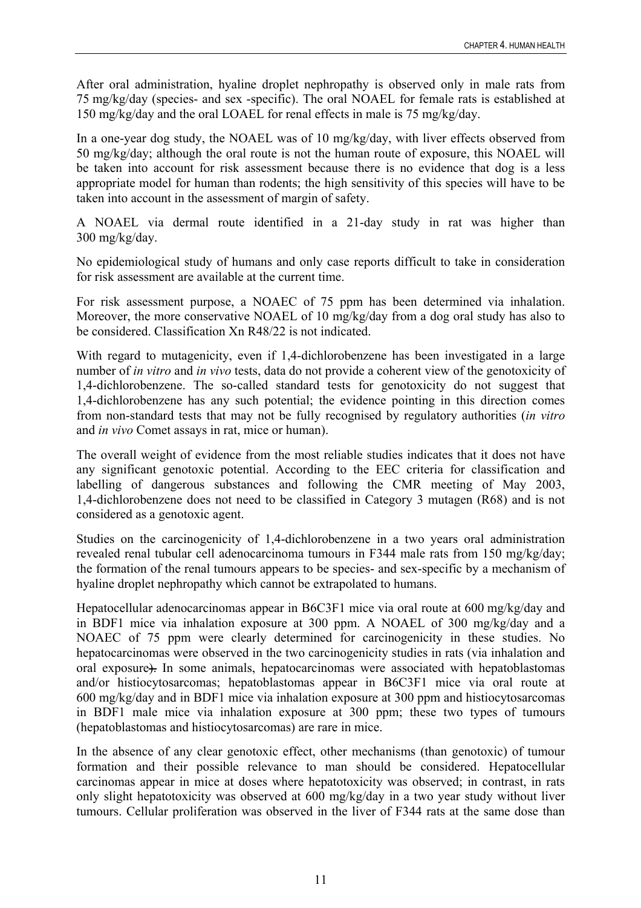After oral administration, hyaline droplet nephropathy is observed only in male rats from 75 mg/kg/day (species- and sex -specific). The oral NOAEL for female rats is established at 150 mg/kg/day and the oral LOAEL for renal effects in male is 75 mg/kg/day.

In a one-year dog study, the NOAEL was of 10 mg/kg/day, with liver effects observed from 50 mg/kg/day; although the oral route is not the human route of exposure, this NOAEL will be taken into account for risk assessment because there is no evidence that dog is a less appropriate model for human than rodents; the high sensitivity of this species will have to be taken into account in the assessment of margin of safety.

A NOAEL via dermal route identified in a 21-day study in rat was higher than 300 mg/kg/day.

No epidemiological study of humans and only case reports difficult to take in consideration for risk assessment are available at the current time.

For risk assessment purpose, a NOAEC of 75 ppm has been determined via inhalation. Moreover, the more conservative NOAEL of 10 mg/kg/day from a dog oral study has also to be considered. Classification Xn R48/22 is not indicated.

With regard to mutagenicity, even if 1,4-dichlorobenzene has been investigated in a large number of *in vitro* and *in vivo* tests, data do not provide a coherent view of the genotoxicity of 1,4-dichlorobenzene. The so-called standard tests for genotoxicity do not suggest that 1,4-dichlorobenzene has any such potential; the evidence pointing in this direction comes from non-standard tests that may not be fully recognised by regulatory authorities (*in vitro* and *in vivo* Comet assays in rat, mice or human).

The overall weight of evidence from the most reliable studies indicates that it does not have any significant genotoxic potential. According to the EEC criteria for classification and labelling of dangerous substances and following the CMR meeting of May 2003, 1,4-dichlorobenzene does not need to be classified in Category 3 mutagen (R68) and is not considered as a genotoxic agent.

Studies on the carcinogenicity of 1,4-dichlorobenzene in a two years oral administration revealed renal tubular cell adenocarcinoma tumours in F344 male rats from 150 mg/kg/day; the formation of the renal tumours appears to be species- and sex-specific by a mechanism of hyaline droplet nephropathy which cannot be extrapolated to humans.

Hepatocellular adenocarcinomas appear in B6C3F1 mice via oral route at 600 mg/kg/day and in BDF1 mice via inhalation exposure at 300 ppm. A NOAEL of 300 mg/kg/day and a NOAEC of 75 ppm were clearly determined for carcinogenicity in these studies. No hepatocarcinomas were observed in the two carcinogenicity studies in rats (via inhalation and oral exposure). In some animals, hepatocarcinomas were associated with hepatoblastomas and/or histiocytosarcomas; hepatoblastomas appear in B6C3F1 mice via oral route at 600 mg/kg/day and in BDF1 mice via inhalation exposure at 300 ppm and histiocytosarcomas in BDF1 male mice via inhalation exposure at 300 ppm; these two types of tumours (hepatoblastomas and histiocytosarcomas) are rare in mice.

In the absence of any clear genotoxic effect, other mechanisms (than genotoxic) of tumour formation and their possible relevance to man should be considered. Hepatocellular carcinomas appear in mice at doses where hepatotoxicity was observed; in contrast, in rats only slight hepatotoxicity was observed at 600 mg/kg/day in a two year study without liver tumours. Cellular proliferation was observed in the liver of F344 rats at the same dose than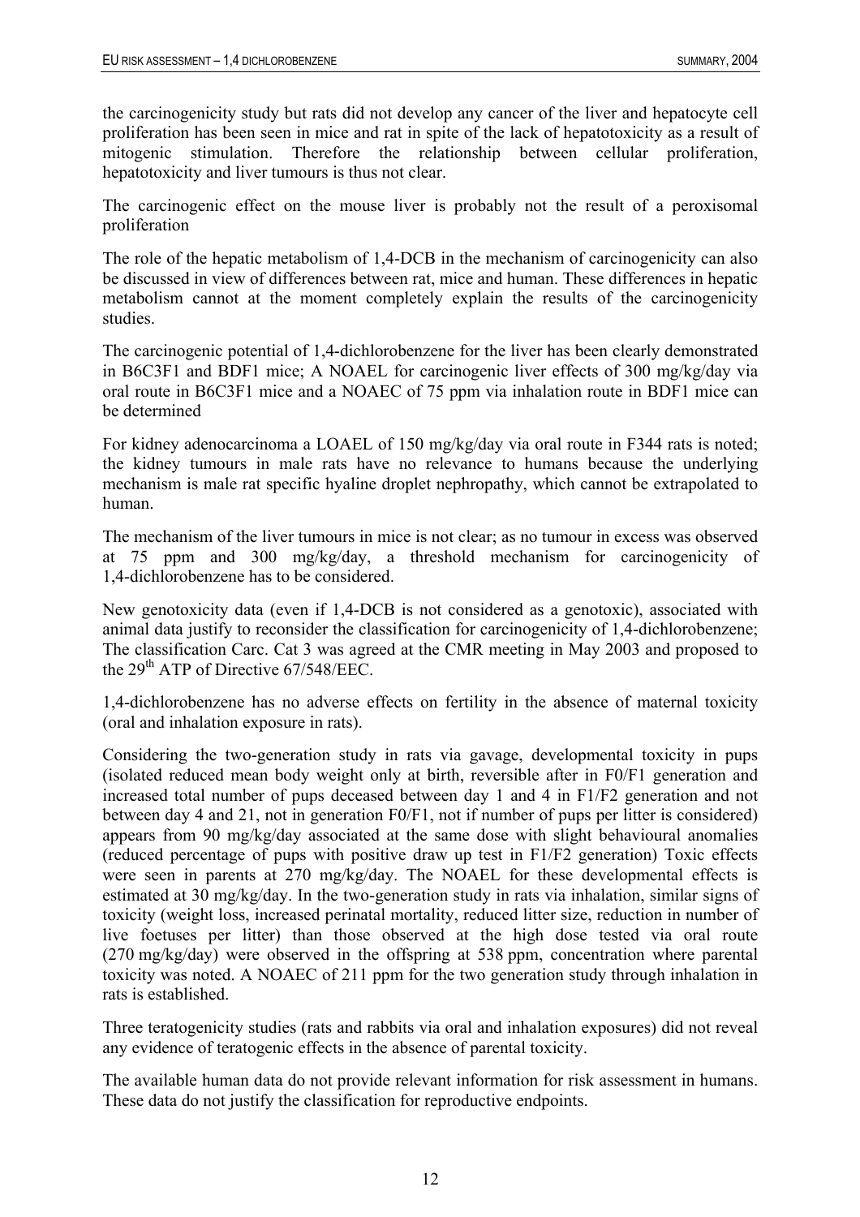the carcinogenicity study but rats did not develop any cancer of the liver and hepatocyte cell proliferation has been seen in mice and rat in spite of the lack of hepatotoxicity as a result of mitogenic stimulation. Therefore the relationship between cellular proliferation, hepatotoxicity and liver tumours is thus not clear.

The carcinogenic effect on the mouse liver is probably not the result of a peroxisomal proliferation

The role of the hepatic metabolism of 1,4-DCB in the mechanism of carcinogenicity can also be discussed in view of differences between rat, mice and human. These differences in hepatic metabolism cannot at the moment completely explain the results of the carcinogenicity studies.

The carcinogenic potential of 1,4-dichlorobenzene for the liver has been clearly demonstrated in B6C3F1 and BDF1 mice; A NOAEL for carcinogenic liver effects of 300 mg/kg/day via oral route in B6C3F1 mice and a NOAEC of 75 ppm via inhalation route in BDF1 mice can be determined

For kidney adenocarcinoma a LOAEL of 150 mg/kg/day via oral route in F344 rats is noted; the kidney tumours in male rats have no relevance to humans because the underlying mechanism is male rat specific hyaline droplet nephropathy, which cannot be extrapolated to human.

The mechanism of the liver tumours in mice is not clear; as no tumour in excess was observed at 75 ppm and 300 mg/kg/day, a threshold mechanism for carcinogenicity of 1,4-dichlorobenzene has to be considered.

New genotoxicity data (even if 1,4-DCB is not considered as a genotoxic), associated with animal data justify to reconsider the classification for carcinogenicity of 1,4-dichlorobenzene; The classification Carc. Cat 3 was agreed at the CMR meeting in May 2003 and proposed to the 29th ATP of Directive 67/548/EEC.

1,4-dichlorobenzene has no adverse effects on fertility in the absence of maternal toxicity (oral and inhalation exposure in rats).

Considering the two-generation study in rats via gavage, developmental toxicity in pups (isolated reduced mean body weight only at birth, reversible after in F0/F1 generation and increased total number of pups deceased between day 1 and 4 in F1/F2 generation and not between day 4 and 21, not in generation F0/F1, not if number of pups per litter is considered) appears from 90 mg/kg/day associated at the same dose with slight behavioural anomalies (reduced percentage of pups with positive draw up test in F1/F2 generation) Toxic effects were seen in parents at 270 mg/kg/day. The NOAEL for these developmental effects is estimated at 30 mg/kg/day. In the two-generation study in rats via inhalation, similar signs of toxicity (weight loss, increased perinatal mortality, reduced litter size, reduction in number of live foetuses per litter) than those observed at the high dose tested via oral route (270 mg/kg/day) were observed in the offspring at 538 ppm, concentration where parental toxicity was noted. A NOAEC of 211 ppm for the two generation study through inhalation in rats is established.

Three teratogenicity studies (rats and rabbits via oral and inhalation exposures) did not reveal any evidence of teratogenic effects in the absence of parental toxicity.

The available human data do not provide relevant information for risk assessment in humans. These data do not justify the classification for reproductive endpoints.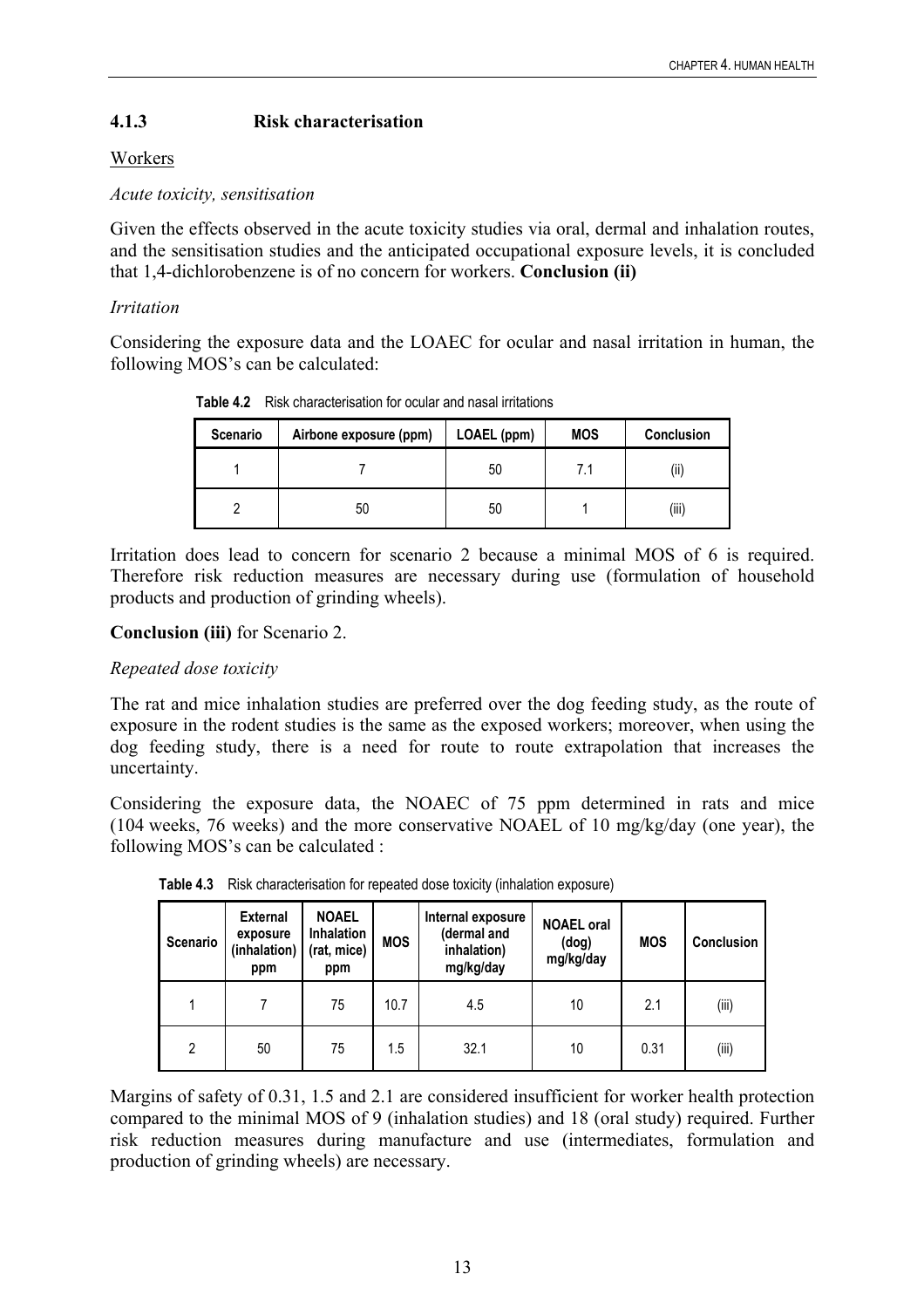### 4.1.3 Risk characterisation

<u>Workers</u>

*Acute toxicity, sensitisation*

Given the effects observed in the acute toxicity studies via oral, dermal and inhalation routes, and the sensitisation studies and the anticipated occupational exposure levels, it is concluded that 1,4-dichlorobenzene is of no concern for workers. **Conclusion (ii)**

*Irritation*

Considering the exposure data and the LOAEC for ocular and nasal irritation in human, the following MOS's can be calculated:

**Table 4.2** Risk characterisation for ocular and nasal irritations

| Scenario | Airbone exposure (ppm) | LOAEL (ppm) | MOS | Conclusion |
|---|---|---|---|---|
| 1 | 7 | 50 | 7.1 | (ii) |
| 2 | 50 | 50 | 1 | (iii) |

Irritation does lead to concern for scenario 2 because a minimal MOS of 6 is required. Therefore risk reduction measures are necessary during use (formulation of household products and production of grinding wheels).

**Conclusion (iii)** for Scenario 2.

*Repeated dose toxicity*

The rat and mice inhalation studies are preferred over the dog feeding study, as the route of exposure in the rodent studies is the same as the exposed workers; moreover, when using the dog feeding study, there is a need for route to route extrapolation that increases the uncertainty.

Considering the exposure data, the NOAEC of 75 ppm determined in rats and mice (104 weeks, 76 weeks) and the more conservative NOAEL of 10 mg/kg/day (one year), the following MOS's can be calculated :

**Table 4.3** Risk characterisation for repeated dose toxicity (inhalation exposure)

| Scenario | External exposure (inhalation) ppm | NOAEL Inhalation (rat, mice) ppm | MOS | Internal exposure (dermal and inhalation) mg/kg/day | NOAEL oral (dog) mg/kg/day | MOS | Conclusion |
|---|---|---|---|---|---|---|---|
| 1 | 7 | 75 | 10.7 | 4.5 | 10 | 2.1 | (iii) |
| 2 | 50 | 75 | 1.5 | 32.1 | 10 | 0.31 | (iii) |

Margins of safety of 0.31, 1.5 and 2.1 are considered insufficient for worker health protection compared to the minimal MOS of 9 (inhalation studies) and 18 (oral study) required. Further risk reduction measures during manufacture and use (intermediates, formulation and production of grinding wheels) are necessary.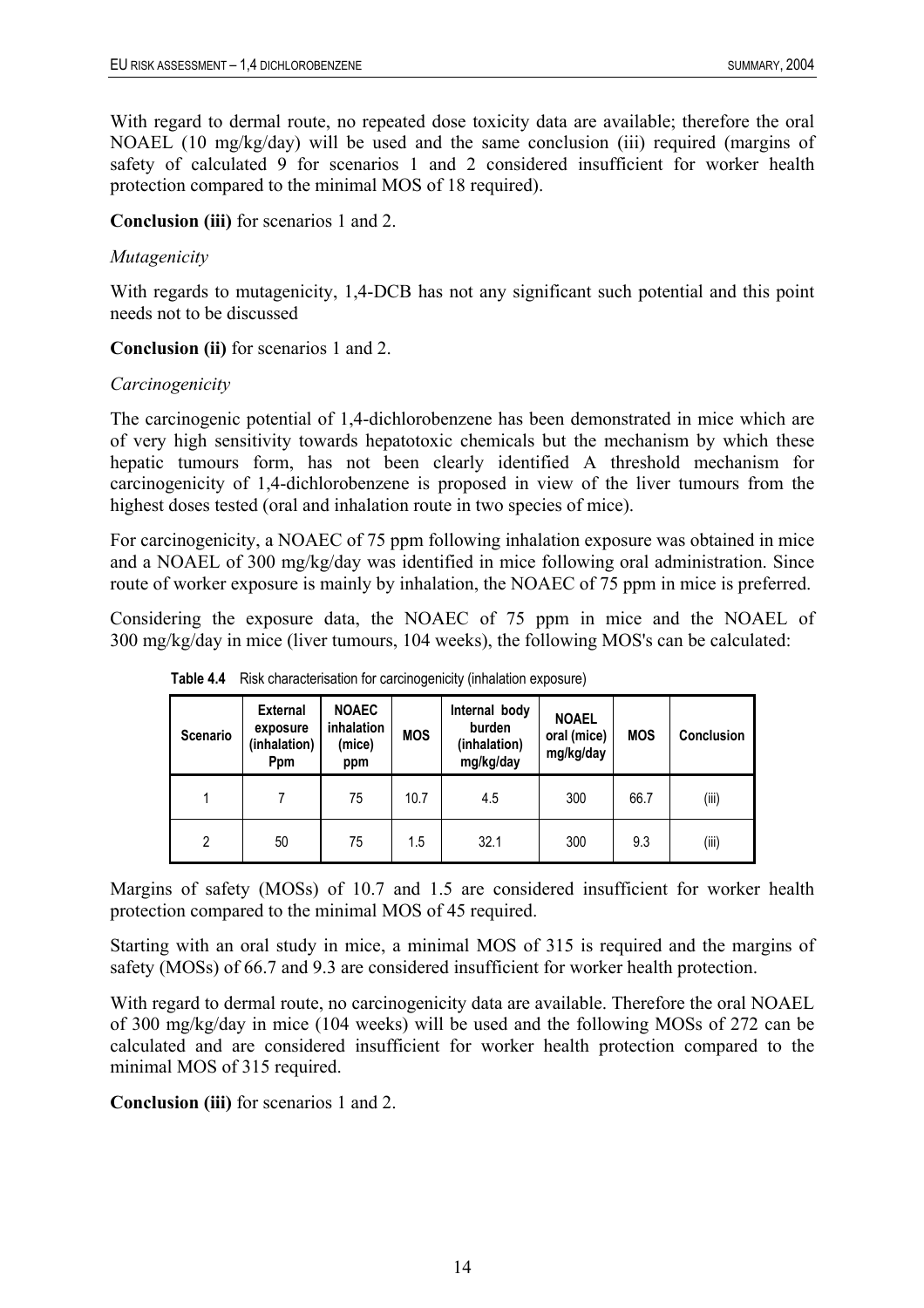With regard to dermal route, no repeated dose toxicity data are available; therefore the oral NOAEL (10 mg/kg/day) will be used and the same conclusion (iii) required (margins of safety of calculated 9 for scenarios 1 and 2 considered insufficient for worker health protection compared to the minimal MOS of 18 required).

**Conclusion (iii)** for scenarios 1 and 2.

*Mutagenicity*

With regards to mutagenicity, 1,4-DCB has not any significant such potential and this point needs not to be discussed

**Conclusion (ii)** for scenarios 1 and 2.

*Carcinogenicity*

The carcinogenic potential of 1,4-dichlorobenzene has been demonstrated in mice which are of very high sensitivity towards hepatotoxic chemicals but the mechanism by which these hepatic tumours form, has not been clearly identified A threshold mechanism for carcinogenicity of 1,4-dichlorobenzene is proposed in view of the liver tumours from the highest doses tested (oral and inhalation route in two species of mice).

For carcinogenicity, a NOAEC of 75 ppm following inhalation exposure was obtained in mice and a NOAEL of 300 mg/kg/day was identified in mice following oral administration. Since route of worker exposure is mainly by inhalation, the NOAEC of 75 ppm in mice is preferred.

Considering the exposure data, the NOAEC of 75 ppm in mice and the NOAEL of 300 mg/kg/day in mice (liver tumours, 104 weeks), the following MOS's can be calculated:

**Table 4.4** Risk characterisation for carcinogenicity (inhalation exposure)

| Scenario | External exposure (inhalation) Ppm | NOAEC inhalation (mice) ppm | MOS | Internal body burden (inhalation) mg/kg/day | NOAEL oral (mice) mg/kg/day | MOS | Conclusion |
|---|---|---|---|---|---|---|---|
| 1 | 7 | 75 | 10.7 | 4.5 | 300 | 66.7 | (iii) |
| 2 | 50 | 75 | 1.5 | 32.1 | 300 | 9.3 | (iii) |

Margins of safety (MOSs) of 10.7 and 1.5 are considered insufficient for worker health protection compared to the minimal MOS of 45 required.

Starting with an oral study in mice, a minimal MOS of 315 is required and the margins of safety (MOSs) of 66.7 and 9.3 are considered insufficient for worker health protection.

With regard to dermal route, no carcinogenicity data are available. Therefore the oral NOAEL of 300 mg/kg/day in mice (104 weeks) will be used and the following MOSs of 272 can be calculated and are considered insufficient for worker health protection compared to the minimal MOS of 315 required.

**Conclusion (iii)** for scenarios 1 and 2.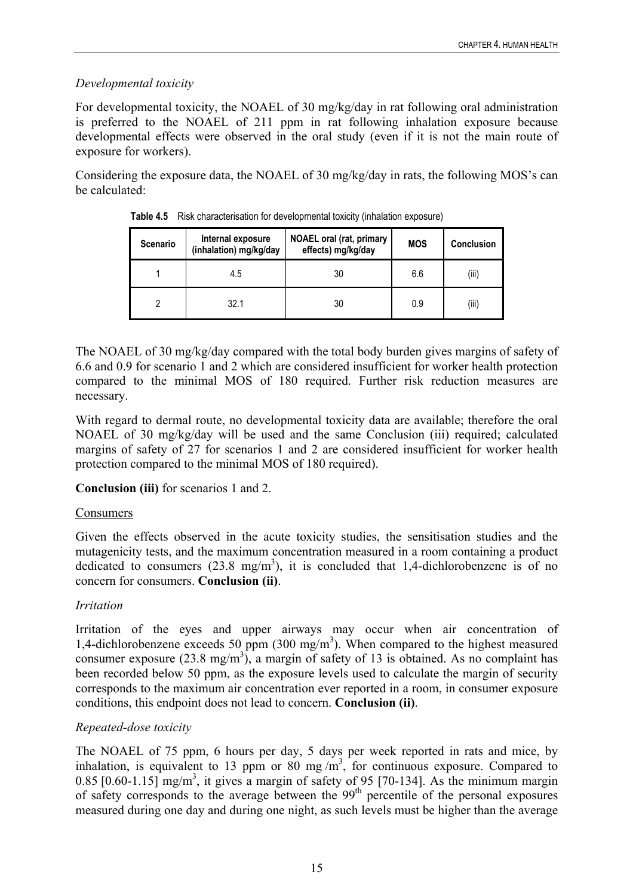*Developmental toxicity*

For developmental toxicity, the NOAEL of 30 mg/kg/day in rat following oral administration is preferred to the NOAEL of 211 ppm in rat following inhalation exposure because developmental effects were observed in the oral study (even if it is not the main route of exposure for workers).

Considering the exposure data, the NOAEL of 30 mg/kg/day in rats, the following MOS's can be calculated:

**Table 4.5** Risk characterisation for developmental toxicity (inhalation exposure)

| Scenario | Internal exposure (inhalation) mg/kg/day | NOAEL oral (rat, primary effects) mg/kg/day | MOS | Conclusion |
|---|---|---|---|---|
| 1 | 4.5 | 30 | 6.6 | (iii) |
| 2 | 32.1 | 30 | 0.9 | (iii) |

The NOAEL of 30 mg/kg/day compared with the total body burden gives margins of safety of 6.6 and 0.9 for scenario 1 and 2 which are considered insufficient for worker health protection compared to the minimal MOS of 180 required. Further risk reduction measures are necessary.

With regard to dermal route, no developmental toxicity data are available; therefore the oral NOAEL of 30 mg/kg/day will be used and the same Conclusion (iii) required; calculated margins of safety of 27 for scenarios 1 and 2 are considered insufficient for worker health protection compared to the minimal MOS of 180 required).

**Conclusion (iii)** for scenarios 1 and 2.

Consumers

Given the effects observed in the acute toxicity studies, the sensitisation studies and the mutagenicity tests, and the maximum concentration measured in a room containing a product dedicated to consumers (23.8 mg/m$^3$), it is concluded that 1,4-dichlorobenzene is of no concern for consumers. **Conclusion (ii)**.

*Irritation*

Irritation of the eyes and upper airways may occur when air concentration of 1,4-dichlorobenzene exceeds 50 ppm (300 mg/m$^3$). When compared to the highest measured consumer exposure (23.8 mg/m$^3$), a margin of safety of 13 is obtained. As no complaint has been recorded below 50 ppm, as the exposure levels used to calculate the margin of security corresponds to the maximum air concentration ever reported in a room, in consumer exposure conditions, this endpoint does not lead to concern. **Conclusion (ii)**.

*Repeated-dose toxicity*

The NOAEL of 75 ppm, 6 hours per day, 5 days per week reported in rats and mice, by inhalation, is equivalent to 13 ppm or 80 mg /m$^3$, for continuous exposure. Compared to 0.85 [0.60-1.15] mg/m$^3$, it gives a margin of safety of 95 [70-134]. As the minimum margin of safety corresponds to the average between the 99$^{th}$ percentile of the personal exposures measured during one day and during one night, as such levels must be higher than the average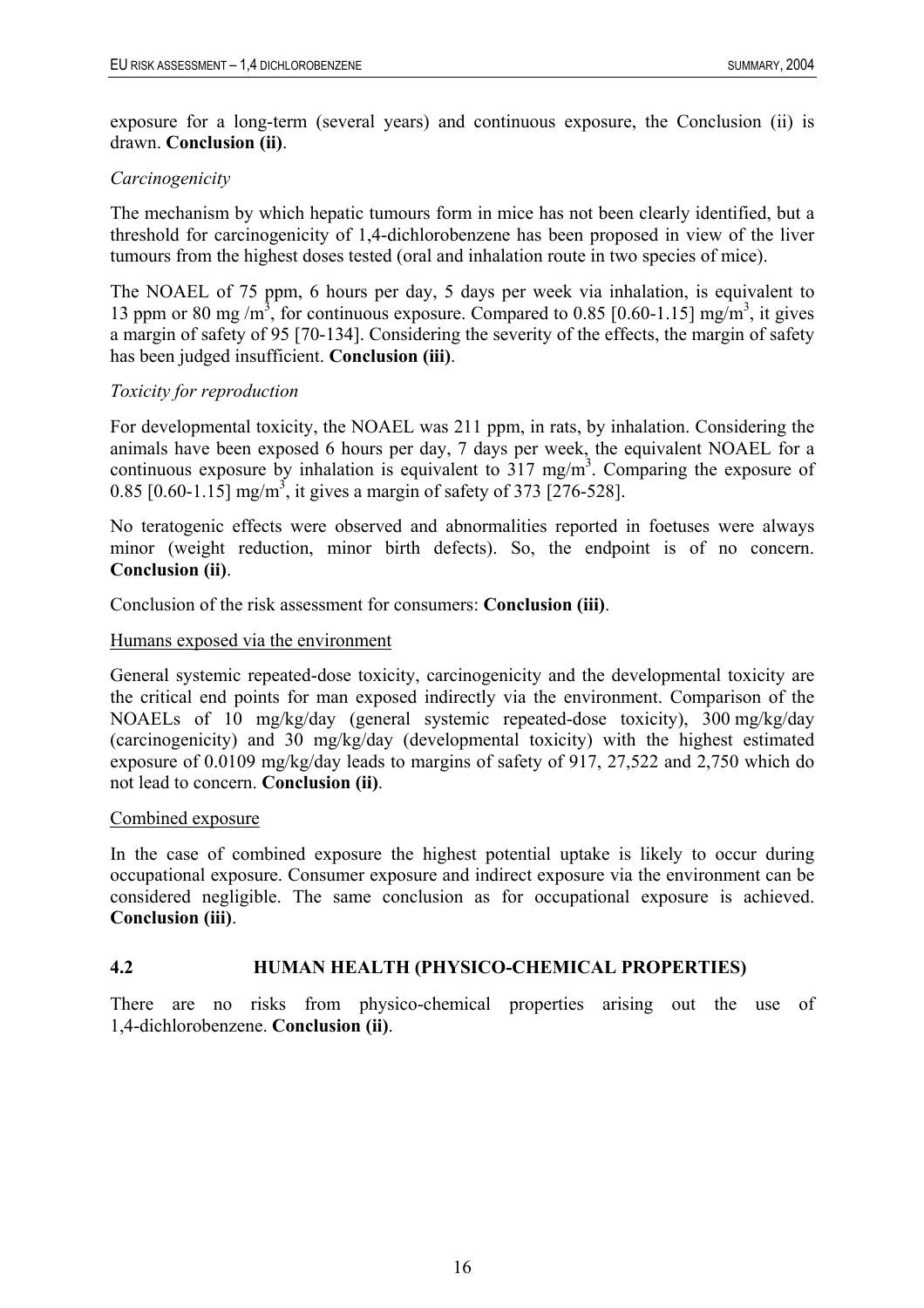exposure for a long-term (several years) and continuous exposure, the Conclusion (ii) is drawn. **Conclusion (ii)**.

*Carcinogenicity*

The mechanism by which hepatic tumours form in mice has not been clearly identified, but a threshold for carcinogenicity of 1,4-dichlorobenzene has been proposed in view of the liver tumours from the highest doses tested (oral and inhalation route in two species of mice).

The NOAEL of 75 ppm, 6 hours per day, 5 days per week via inhalation, is equivalent to 13 ppm or 80 mg /m$^3$, for continuous exposure. Compared to 0.85 [0.60-1.15] mg/m$^3$, it gives a margin of safety of 95 [70-134]. Considering the severity of the effects, the margin of safety has been judged insufficient. **Conclusion (iii)**.

*Toxicity for reproduction*

For developmental toxicity, the NOAEL was 211 ppm, in rats, by inhalation. Considering the animals have been exposed 6 hours per day, 7 days per week, the equivalent NOAEL for a continuous exposure by inhalation is equivalent to 317 mg/m$^3$. Comparing the exposure of 0.85 [0.60-1.15] mg/m$^3$, it gives a margin of safety of 373 [276-528].

No teratogenic effects were observed and abnormalities reported in foetuses were always minor (weight reduction, minor birth defects). So, the endpoint is of no concern. **Conclusion (ii)**.

Conclusion of the risk assessment for consumers: **Conclusion (iii)**.

<u>Humans exposed via the environment</u>

General systemic repeated-dose toxicity, carcinogenicity and the developmental toxicity are the critical end points for man exposed indirectly via the environment. Comparison of the NOAELs of 10 mg/kg/day (general systemic repeated-dose toxicity), 300 mg/kg/day (carcinogenicity) and 30 mg/kg/day (developmental toxicity) with the highest estimated exposure of 0.0109 mg/kg/day leads to margins of safety of 917, 27,522 and 2,750 which do not lead to concern. **Conclusion (ii)**.

<u>Combined exposure</u>

In the case of combined exposure the highest potential uptake is likely to occur during occupational exposure. Consumer exposure and indirect exposure via the environment can be considered negligible. The same conclusion as for occupational exposure is achieved. **Conclusion (iii)**.

## 4.2 HUMAN HEALTH (PHYSICO-CHEMICAL PROPERTIES)

There are no risks from physico-chemical properties arising out the use of 1,4-dichlorobenzene. **Conclusion (ii)**.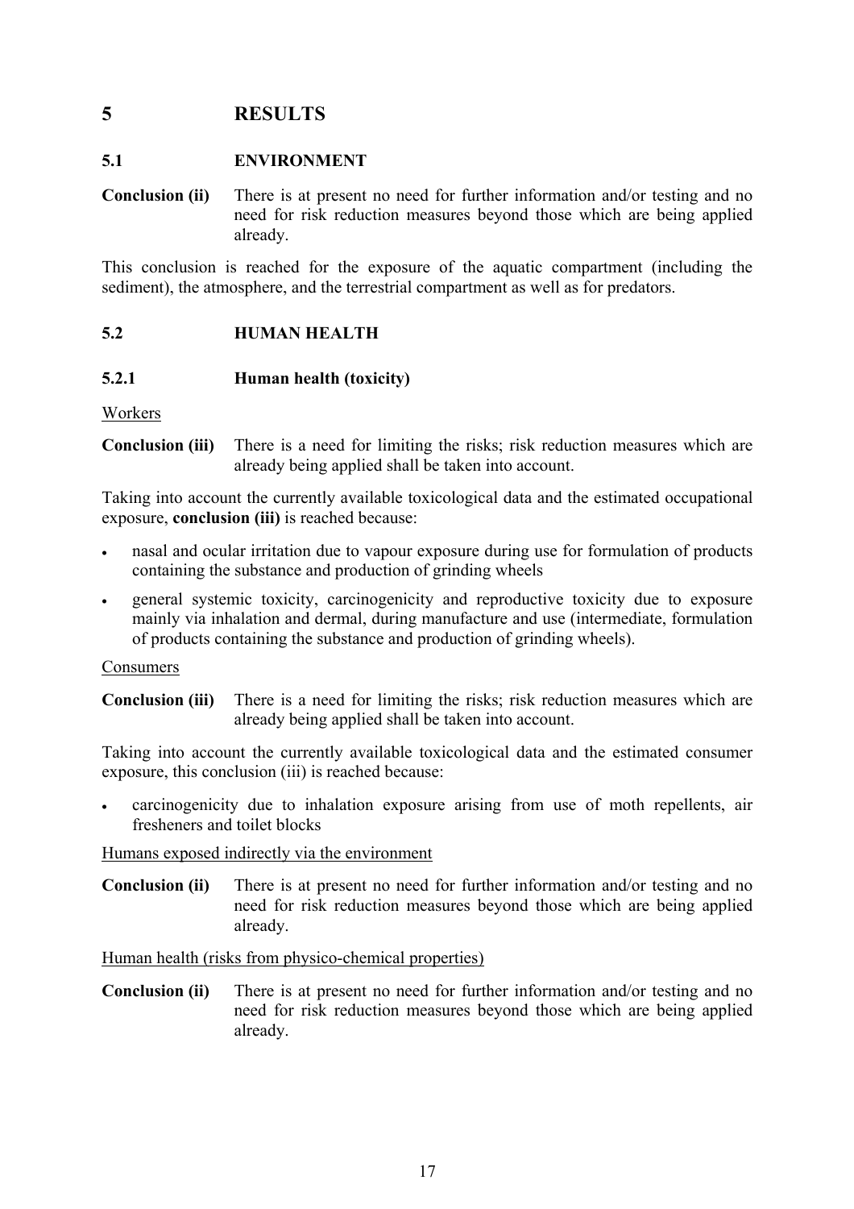# 5 RESULTS

## 5.1 ENVIRONMENT

**Conclusion (ii)** There is at present no need for further information and/or testing and no need for risk reduction measures beyond those which are being applied already.

This conclusion is reached for the exposure of the aquatic compartment (including the sediment), the atmosphere, and the terrestrial compartment as well as for predators.

## 5.2 HUMAN HEALTH

### 5.2.1 Human health (toxicity)

Workers

**Conclusion (iii)** There is a need for limiting the risks; risk reduction measures which are already being applied shall be taken into account.

Taking into account the currently available toxicological data and the estimated occupational exposure, **conclusion (iii)** is reached because:

- nasal and ocular irritation due to vapour exposure during use for formulation of products containing the substance and production of grinding wheels
- general systemic toxicity, carcinogenicity and reproductive toxicity due to exposure mainly via inhalation and dermal, during manufacture and use (intermediate, formulation of products containing the substance and production of grinding wheels).

Consumers

**Conclusion (iii)** There is a need for limiting the risks; risk reduction measures which are already being applied shall be taken into account.

Taking into account the currently available toxicological data and the estimated consumer exposure, this conclusion (iii) is reached because:

- carcinogenicity due to inhalation exposure arising from use of moth repellents, air fresheners and toilet blocks

Humans exposed indirectly via the environment

**Conclusion (ii)** There is at present no need for further information and/or testing and no need for risk reduction measures beyond those which are being applied already.

Human health (risks from physico-chemical properties)

**Conclusion (ii)** There is at present no need for further information and/or testing and no need for risk reduction measures beyond those which are being applied already.